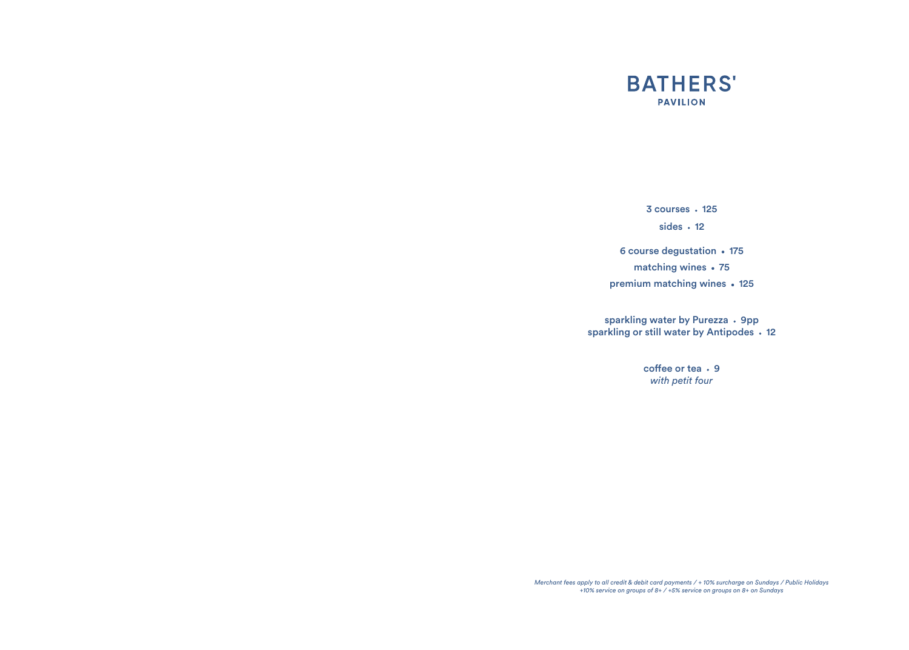# BATHERS'

## PAVILION

**3 courses • 125**

**sides • 12**

**6 course degustation • 175**

**matching wines • 75**

**premium matching wines • 125**

**sparkling water by Purezza • 9pp**
**sparkling or still water by Antipodes • 12**

**coffee or tea • 9**
*with petit four*

*Merchant fees apply to all credit & debit card payments / + 10% surcharge on Sundays / Public Holidays*
*+10% service on groups of 8+ / +5% service on groups on 8+ on Sundays*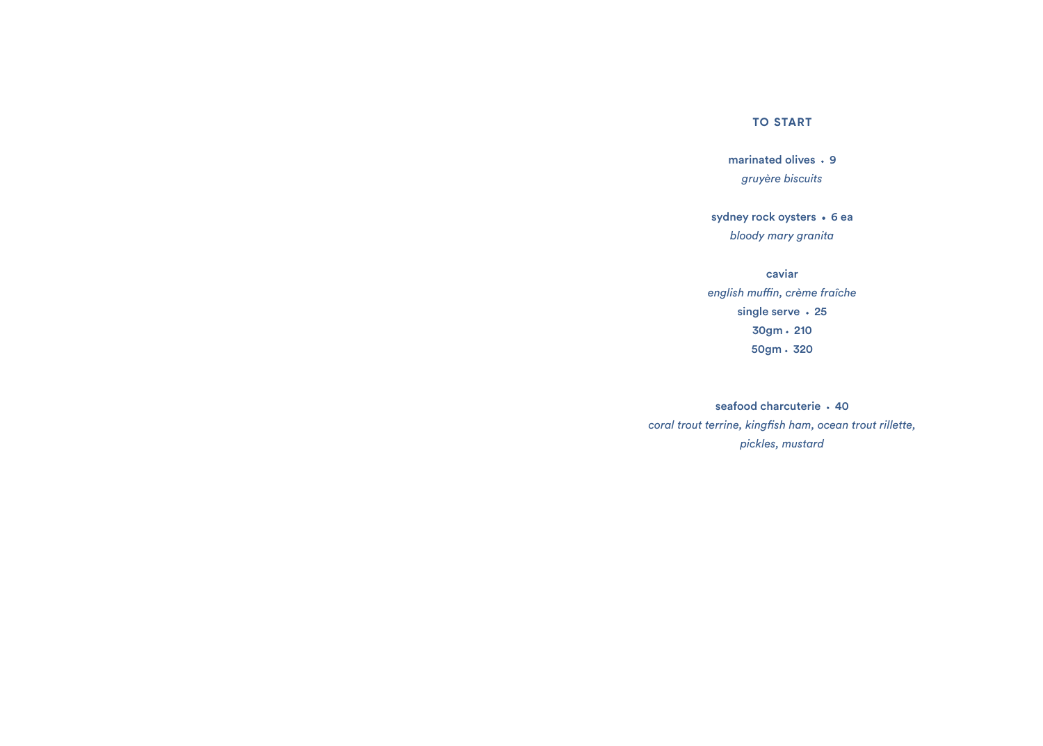## TO START

**marinated olives • 9**
*gruyère biscuits*

**sydney rock oysters • 6 ea**
*bloody mary granita*

**caviar**
*english muffin, crème fraîche*
**single serve • 25**
**30gm • 210**
**50gm • 320**

**seafood charcuterie • 40**
*coral trout terrine, kingfish ham, ocean trout rillette, pickles, mustard*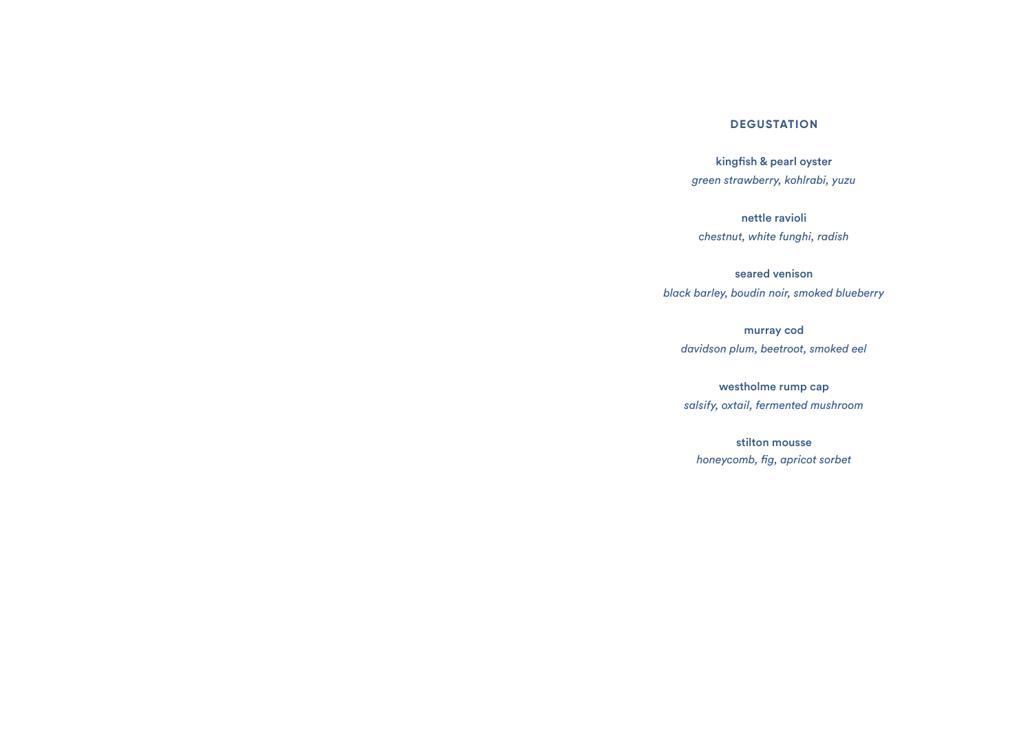## DEGUSTATION

**kingfish & pearl oyster**
*green strawberry, kohlrabi, yuzu*

**nettle ravioli**
*chestnut, white funghi, radish*

**seared venison**
*black barley, boudin noir, smoked blueberry*

**murray cod**
*davidson plum, beetroot, smoked eel*

**westholme rump cap**
*salsify, oxtail, fermented mushroom*

**stilton mousse**
*honeycomb, fig, apricot sorbet*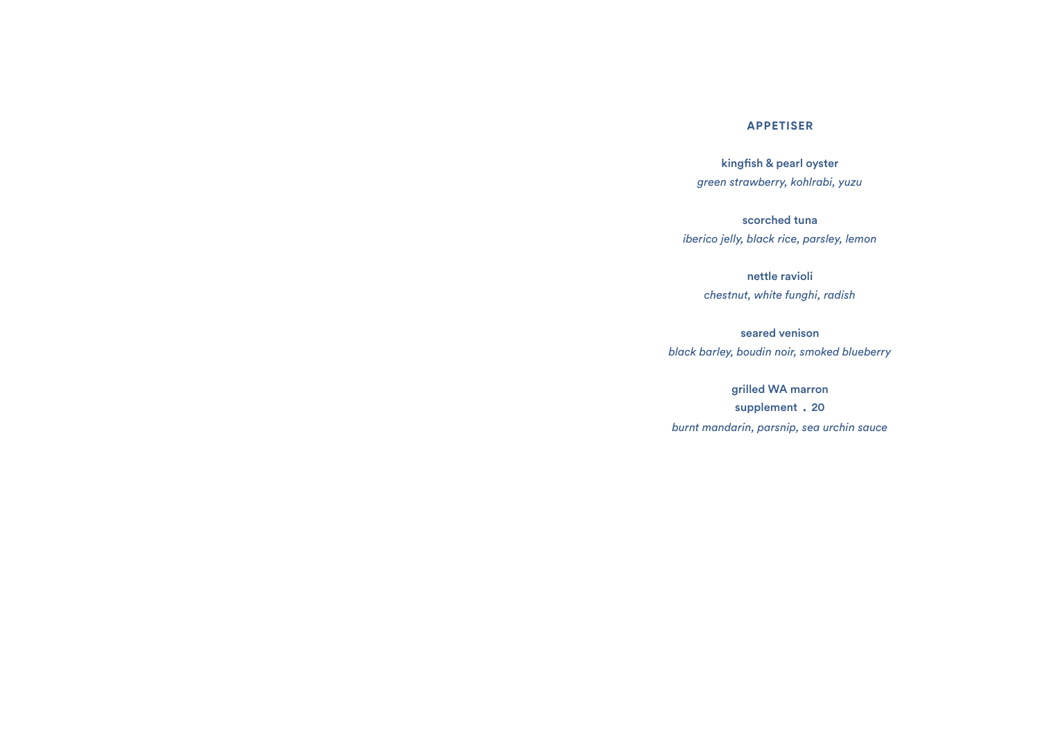## APPETISER

**kingfish & pearl oyster**
*green strawberry, kohlrabi, yuzu*

**scorched tuna**
*iberico jelly, black rice, parsley, lemon*

**nettle ravioli**
*chestnut, white funghi, radish*

**seared venison**
*black barley, boudin noir, smoked blueberry*

**grilled WA marron**
**supplement . 20**
*burnt mandarin, parsnip, sea urchin sauce*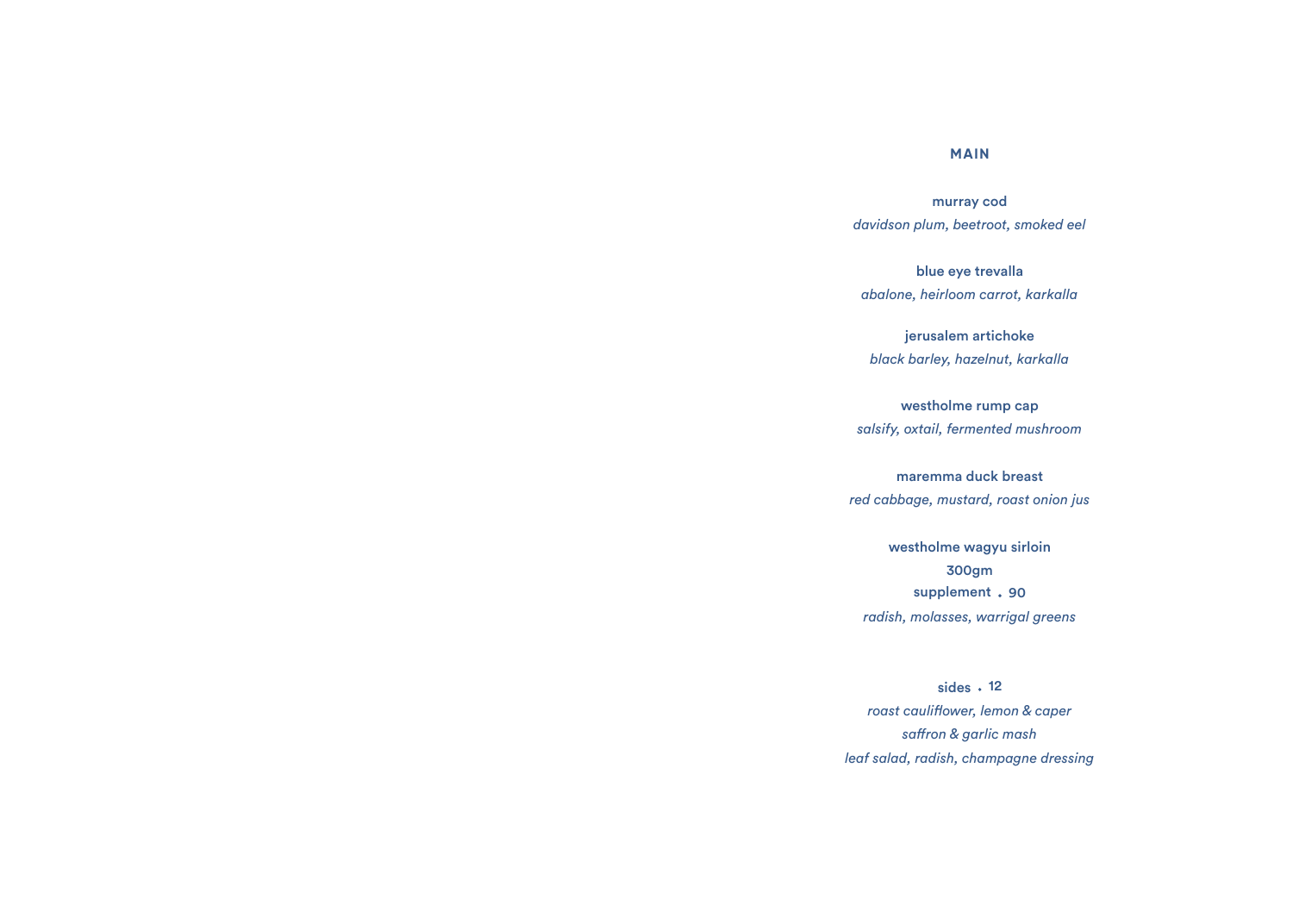## MAIN

**murray cod**
*davidson plum, beetroot, smoked eel*

**blue eye trevalla**
*abalone, heirloom carrot, karkalla*

**jerusalem artichoke**
*black barley, hazelnut, karkalla*

**westholme rump cap**
*salsify, oxtail, fermented mushroom*

**maremma duck breast**
*red cabbage, mustard, roast onion jus*

**westholme wagyu sirloin**
**300gm**
**supplement • 90**
*radish, molasses, warrigal greens*

**sides • 12**
*roast cauliflower, lemon & caper*
*saffron & garlic mash*
*leaf salad, radish, champagne dressing*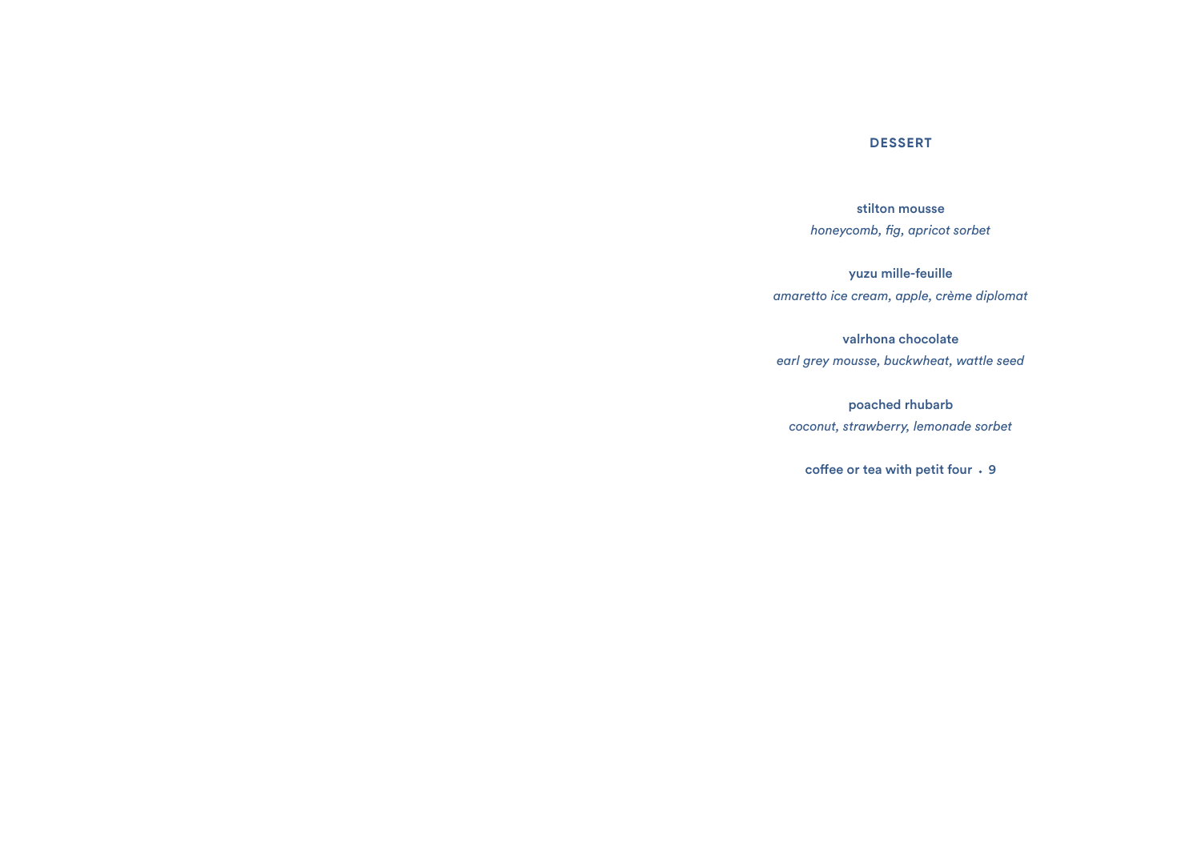## DESSERT

**stilton mousse**
*honeycomb, fig, apricot sorbet*

**yuzu mille-feuille**
*amaretto ice cream, apple, crème diplomat*

**valrhona chocolate**
*earl grey mousse, buckwheat, wattle seed*

**poached rhubarb**
*coconut, strawberry, lemonade sorbet*

**coffee or tea with petit four • 9**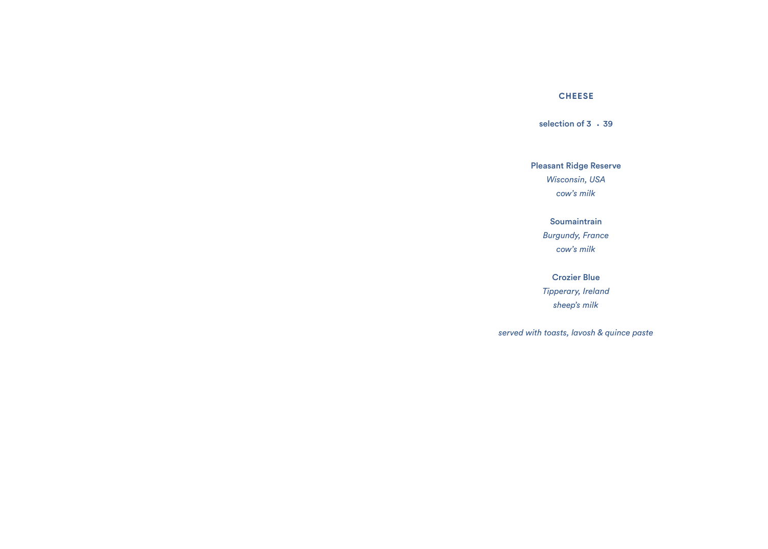## CHEESE

selection of 3 • 39

**Pleasant Ridge Reserve**
*Wisconsin, USA*
*cow's milk*

**Soumaintrain**
*Burgundy, France*
*cow's milk*

**Crozier Blue**
*Tipperary, Ireland*
*sheep's milk*

*served with toasts, lavosh & quince paste*